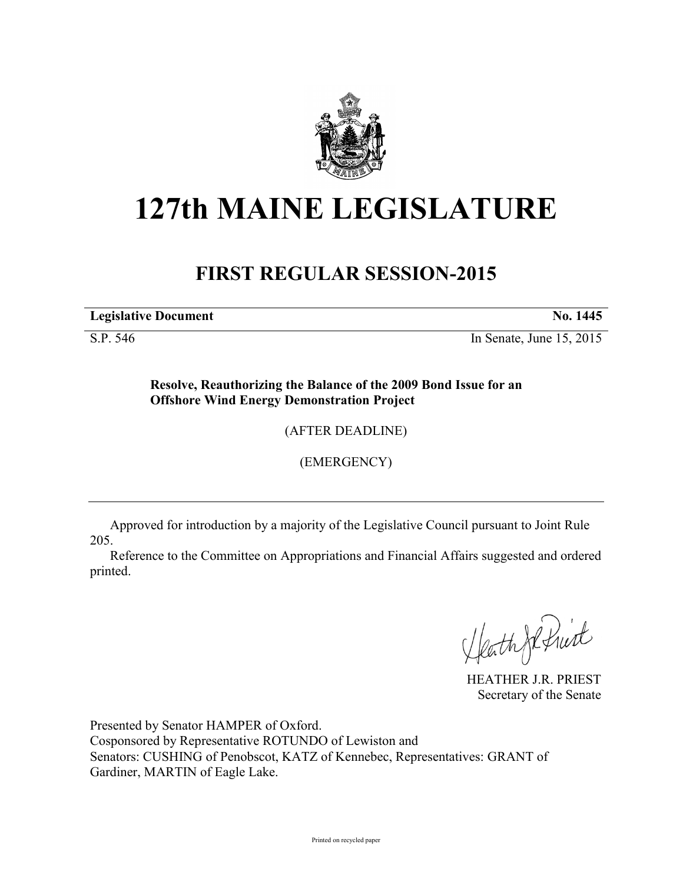# 127th MAINE LEGISLATURE

## FIRST REGULAR SESSION-2015

**Legislative Document** **No. 1445**

S.P. 546 In Senate, June 15, 2015

**Resolve, Reauthorizing the Balance of the 2009 Bond Issue for an Offshore Wind Energy Demonstration Project**

(AFTER DEADLINE)

(EMERGENCY)

Approved for introduction by a majority of the Legislative Council pursuant to Joint Rule 205.

Reference to the Committee on Appropriations and Financial Affairs suggested and ordered printed.

HEATHER J.R. PRIEST
Secretary of the Senate

Presented by Senator HAMPER of Oxford.
Cosponsored by Representative ROTUNDO of Lewiston and
Senators: CUSHING of Penobscot, KATZ of Kennebec, Representatives: GRANT of Gardiner, MARTIN of Eagle Lake.

Printed on recycled paper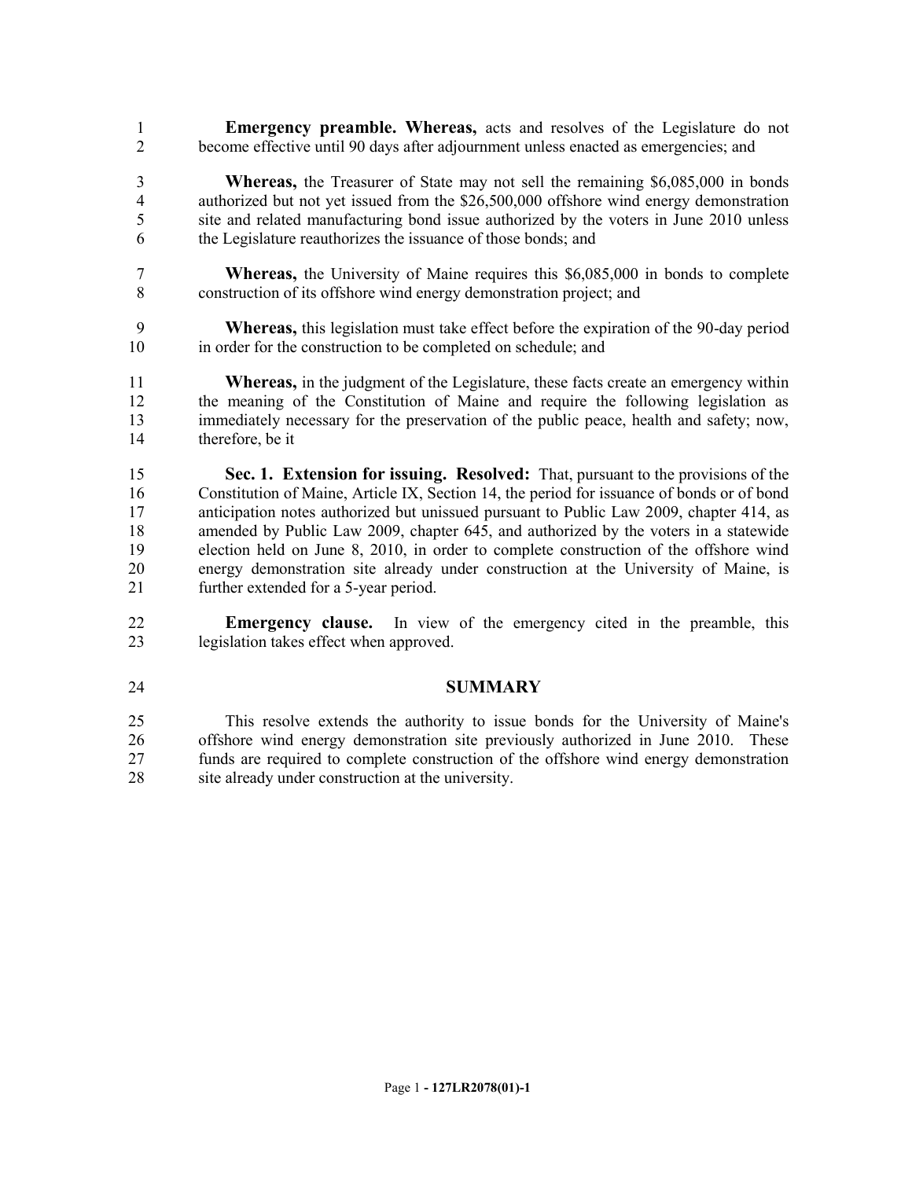**Emergency preamble. Whereas,** acts and resolves of the Legislature do not become effective until 90 days after adjournment unless enacted as emergencies; and

**Whereas,** the Treasurer of State may not sell the remaining $6,085,000 in bonds authorized but not yet issued from the $26,500,000 offshore wind energy demonstration site and related manufacturing bond issue authorized by the voters in June 2010 unless the Legislature reauthorizes the issuance of those bonds; and

**Whereas,** the University of Maine requires this $6,085,000 in bonds to complete construction of its offshore wind energy demonstration project; and

**Whereas,** this legislation must take effect before the expiration of the 90-day period in order for the construction to be completed on schedule; and

**Whereas,** in the judgment of the Legislature, these facts create an emergency within the meaning of the Constitution of Maine and require the following legislation as immediately necessary for the preservation of the public peace, health and safety; now, therefore, be it

**Sec. 1. Extension for issuing. Resolved:** That, pursuant to the provisions of the Constitution of Maine, Article IX, Section 14, the period for issuance of bonds or of bond anticipation notes authorized but unissued pursuant to Public Law 2009, chapter 414, as amended by Public Law 2009, chapter 645, and authorized by the voters in a statewide election held on June 8, 2010, in order to complete construction of the offshore wind energy demonstration site already under construction at the University of Maine, is further extended for a 5-year period.

**Emergency clause.** In view of the emergency cited in the preamble, this legislation takes effect when approved.

## SUMMARY

This resolve extends the authority to issue bonds for the University of Maine's offshore wind energy demonstration site previously authorized in June 2010. These funds are required to complete construction of the offshore wind energy demonstration site already under construction at the university.